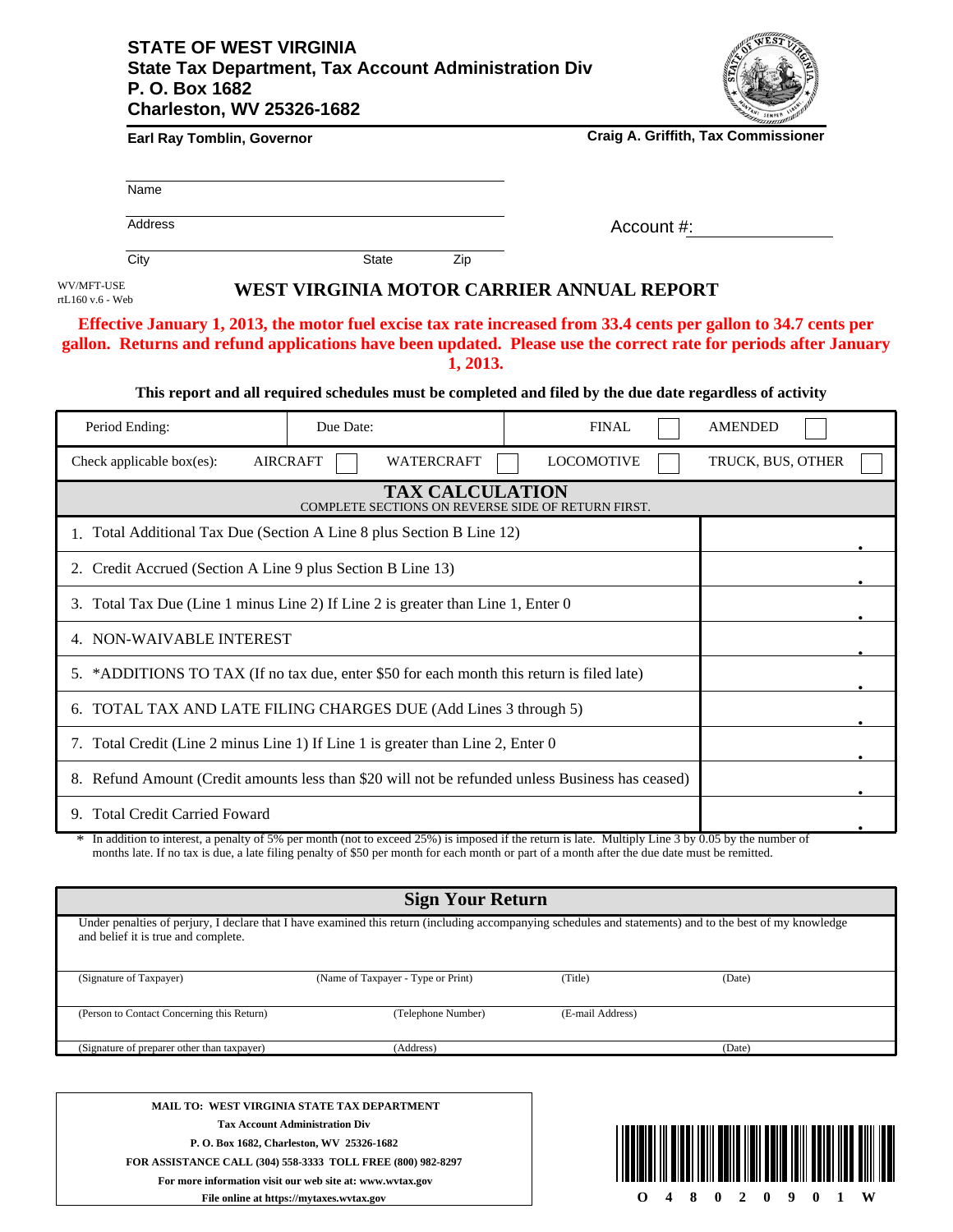**STATE OF WEST VIRGINIA**
**State Tax Department, Tax Account Administration Div**
**P. O. Box 1682**
**Charleston, WV 25326-1682**

**Earl Ray Tomblin, Governor** — **Craig A. Griffith, Tax Commissioner**

Name

Address

City State Zip

Account #:

WV/MFT-USE
rtL160 v.6 - Web

# WEST VIRGINIA MOTOR CARRIER ANNUAL REPORT

**Effective January 1, 2013, the motor fuel excise tax rate increased from 33.4 cents per gallon to 34.7 cents per gallon. Returns and refund applications have been updated. Please use the correct rate for periods after January 1, 2013.**

**This report and all required schedules must be completed and filed by the due date regardless of activity**

| Period Ending: | Due Date: | FINAL ☐ | AMENDED ☐ |
|---|---|---|---|
| Check applicable box(es): AIRCRAFT ☐ | WATERCRAFT ☐ | LOCOMOTIVE ☐ | TRUCK, BUS, OTHER ☐ |

## TAX CALCULATION

COMPLETE SECTIONS ON REVERSE SIDE OF RETURN FIRST.

| | |
|---|---|
| 1. Total Additional Tax Due (Section A Line 8 plus Section B Line 12) | . |
| 2. Credit Accrued (Section A Line 9 plus Section B Line 13) | . |
| 3. Total Tax Due (Line 1 minus Line 2) If Line 2 is greater than Line 1, Enter 0 | . |
| 4. NON-WAIVABLE INTEREST | . |
| 5. *ADDITIONS TO TAX (If no tax due, enter $50 for each month this return is filed late) | . |
| 6. TOTAL TAX AND LATE FILING CHARGES DUE (Add Lines 3 through 5) | . |
| 7. Total Credit (Line 2 minus Line 1) If Line 1 is greater than Line 2, Enter 0 | . |
| 8. Refund Amount (Credit amounts less than $20 will not be refunded unless Business has ceased) | . |
| 9. Total Credit Carried Foward | . |

* In addition to interest, a penalty of 5% per month (not to exceed 25%) is imposed if the return is late. Multiply Line 3 by 0.05 by the number of months late. If no tax is due, a late filing penalty of $50 per month for each month or part of a month after the due date must be remitted.

## Sign Your Return

Under penalties of perjury, I declare that I have examined this return (including accompanying schedules and statements) and to the best of my knowledge and belief it is true and complete.

| (Signature of Taxpayer) | (Name of Taxpayer - Type or Print) | (Title) | (Date) |
|---|---|---|---|
| (Person to Contact Concerning this Return) | (Telephone Number) | (E-mail Address) | |
| (Signature of preparer other than taxpayer) | (Address) | | (Date) |

**MAIL TO: WEST VIRGINIA STATE TAX DEPARTMENT**
**Tax Account Administration Div**
**P. O. Box 1682, Charleston, WV 25326-1682**
**FOR ASSISTANCE CALL (304) 558-3333 TOLL FREE (800) 982-8297**
**For more information visit our web site at: www.wvtax.gov**
**File online at https://mytaxes.wvtax.gov**

O 4 8 0 2 0 9 0 1 W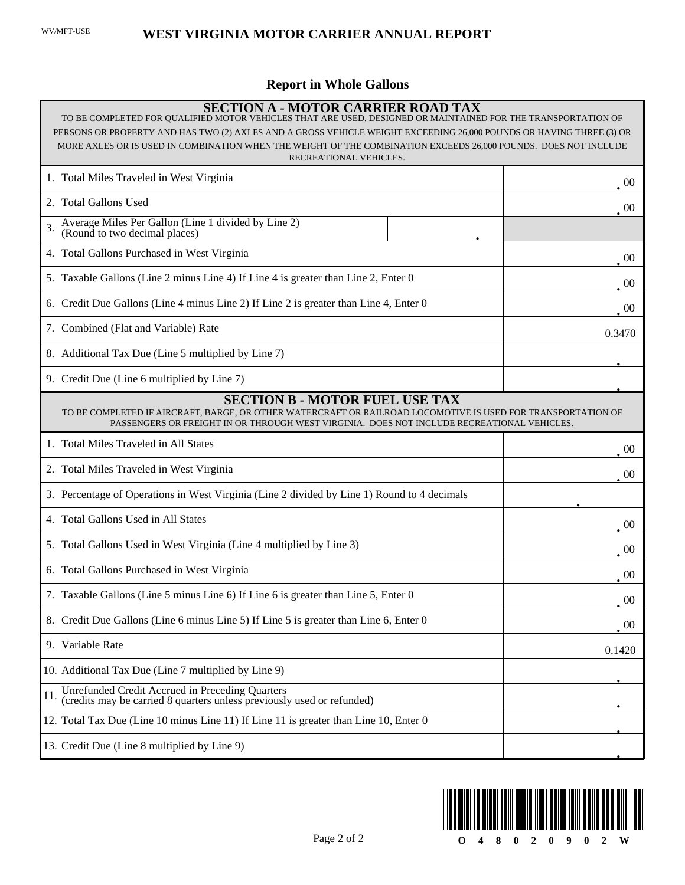WV/MFT-USE

# WEST VIRGINIA MOTOR CARRIER ANNUAL REPORT

### Report in Whole Gallons

## SECTION A - MOTOR CARRIER ROAD TAX

TO BE COMPLETED FOR QUALIFIED MOTOR VEHICLES THAT ARE USED, DESIGNED OR MAINTAINED FOR THE TRANSPORTATION OF PERSONS OR PROPERTY AND HAS TWO (2) AXLES AND A GROSS VEHICLE WEIGHT EXCEEDING 26,000 POUNDS OR HAVING THREE (3) OR MORE AXLES OR IS USED IN COMBINATION WHEN THE WEIGHT OF THE COMBINATION EXCEEDS 26,000 POUNDS. DOES NOT INCLUDE RECREATIONAL VEHICLES.

| | | |
|---|---|---|
| 1. Total Miles Traveled in West Virginia | | .00 |
| 2. Total Gallons Used | | .00 |
| 3. Average Miles Per Gallon (Line 1 divided by Line 2) (Round to two decimal places) | . | |
| 4. Total Gallons Purchased in West Virginia | | .00 |
| 5. Taxable Gallons (Line 2 minus Line 4) If Line 4 is greater than Line 2, Enter 0 | | .00 |
| 6. Credit Due Gallons (Line 4 minus Line 2) If Line 2 is greater than Line 4, Enter 0 | | .00 |
| 7. Combined (Flat and Variable) Rate | | 0.3470 |
| 8. Additional Tax Due (Line 5 multiplied by Line 7) | | . |
| 9. Credit Due (Line 6 multiplied by Line 7) | | . |

## SECTION B - MOTOR FUEL USE TAX

TO BE COMPLETED IF AIRCRAFT, BARGE, OR OTHER WATERCRAFT OR RAILROAD LOCOMOTIVE IS USED FOR TRANSPORTATION OF PASSENGERS OR FREIGHT IN OR THROUGH WEST VIRGINIA. DOES NOT INCLUDE RECREATIONAL VEHICLES.

| | |
|---|---|
| 1. Total Miles Traveled in All States | .00 |
| 2. Total Miles Traveled in West Virginia | .00 |
| 3. Percentage of Operations in West Virginia (Line 2 divided by Line 1) Round to 4 decimals | . |
| 4. Total Gallons Used in All States | .00 |
| 5. Total Gallons Used in West Virginia (Line 4 multiplied by Line 3) | .00 |
| 6. Total Gallons Purchased in West Virginia | .00 |
| 7. Taxable Gallons (Line 5 minus Line 6) If Line 6 is greater than Line 5, Enter 0 | .00 |
| 8. Credit Due Gallons (Line 6 minus Line 5) If Line 5 is greater than Line 6, Enter 0 | .00 |
| 9. Variable Rate | 0.1420 |
| 10. Additional Tax Due (Line 7 multiplied by Line 9) | . |
| 11. Unrefunded Credit Accrued in Preceding Quarters (credits may be carried 8 quarters unless previously used or refunded) | . |
| 12. Total Tax Due (Line 10 minus Line 11) If Line 11 is greater than Line 10, Enter 0 | . |
| 13. Credit Due (Line 8 multiplied by Line 9) | . |

O 4 8 0 2 0 9 0 2 W